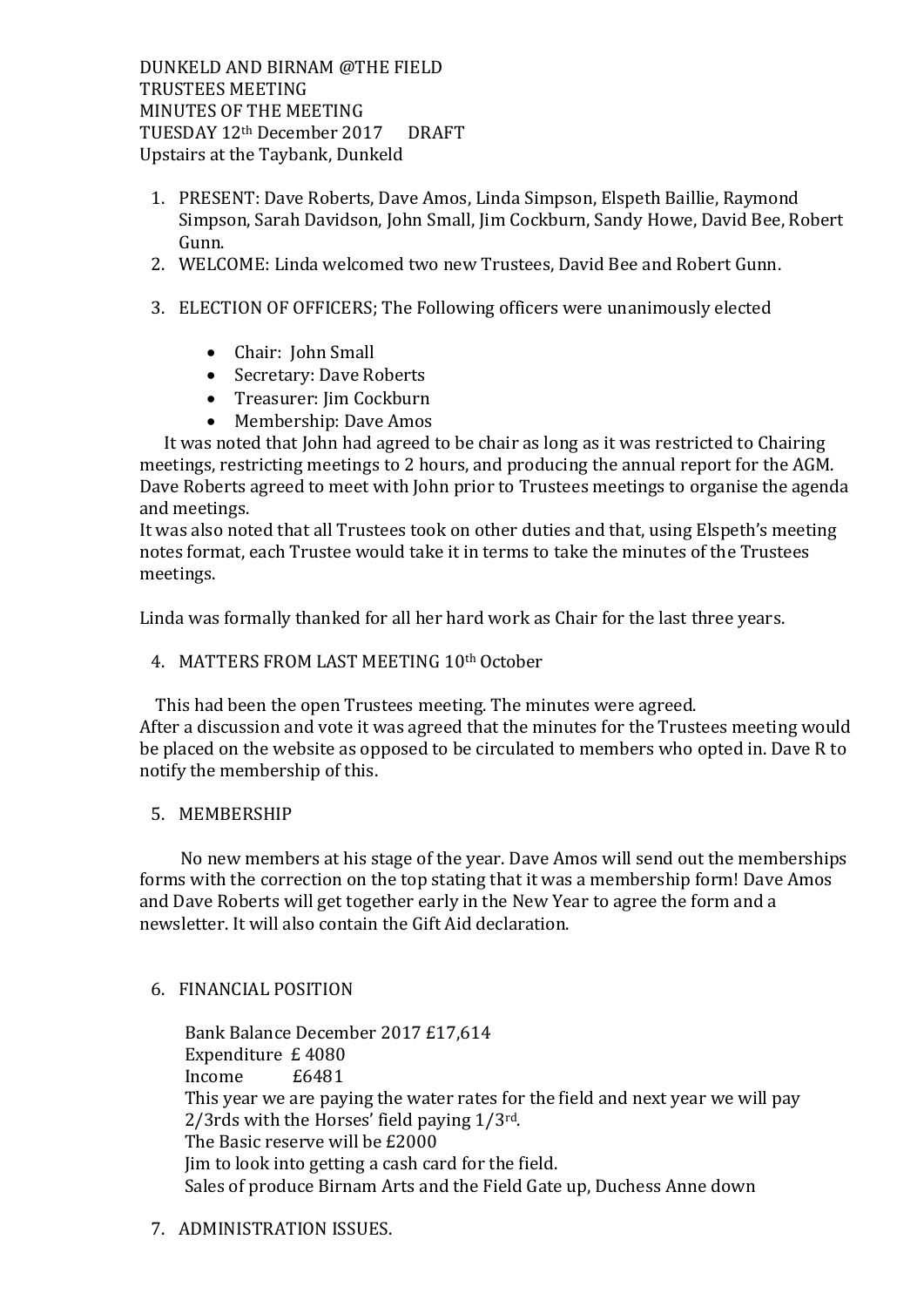DUNKELD AND BIRNAM @THE FIELD
TRUSTEES MEETING
MINUTES OF THE MEETING
TUESDAY 12th December 2017 DRAFT
Upstairs at the Taybank, Dunkeld

1. PRESENT: Dave Roberts, Dave Amos, Linda Simpson, Elspeth Baillie, Raymond Simpson, Sarah Davidson, John Small, Jim Cockburn, Sandy Howe, David Bee, Robert Gunn.
2. WELCOME: Linda welcomed two new Trustees, David Bee and Robert Gunn.
3. ELECTION OF OFFICERS; The Following officers were unanimously elected
   - Chair: John Small
   - Secretary: Dave Roberts
   - Treasurer: Jim Cockburn
   - Membership: Dave Amos

It was noted that John had agreed to be chair as long as it was restricted to Chairing meetings, restricting meetings to 2 hours, and producing the annual report for the AGM. Dave Roberts agreed to meet with John prior to Trustees meetings to organise the agenda and meetings.
It was also noted that all Trustees took on other duties and that, using Elspeth's meeting notes format, each Trustee would take it in terms to take the minutes of the Trustees meetings.

Linda was formally thanked for all her hard work as Chair for the last three years.

4. MATTERS FROM LAST MEETING 10th October

This had been the open Trustees meeting. The minutes were agreed.
After a discussion and vote it was agreed that the minutes for the Trustees meeting would be placed on the website as opposed to be circulated to members who opted in. Dave R to notify the membership of this.

5. MEMBERSHIP

No new members at his stage of the year. Dave Amos will send out the memberships forms with the correction on the top stating that it was a membership form! Dave Amos and Dave Roberts will get together early in the New Year to agree the form and a newsletter. It will also contain the Gift Aid declaration.

6. FINANCIAL POSITION

Bank Balance December 2017 £17,614
Expenditure £ 4080
Income £6481
This year we are paying the water rates for the field and next year we will pay 2/3rds with the Horses' field paying 1/3rd.
The Basic reserve will be £2000
Jim to look into getting a cash card for the field.
Sales of produce Birnam Arts and the Field Gate up, Duchess Anne down

7. ADMINISTRATION ISSUES.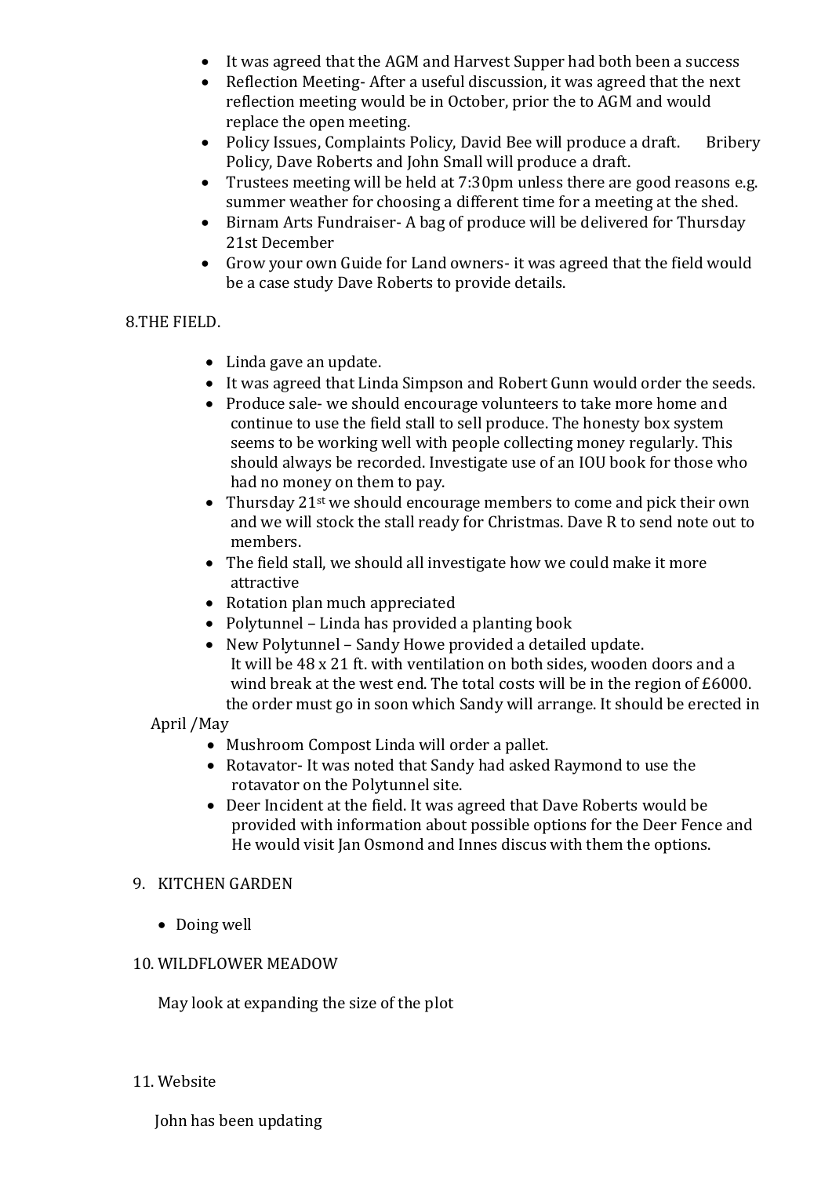- It was agreed that the AGM and Harvest Supper had both been a success
- Reflection Meeting- After a useful discussion, it was agreed that the next reflection meeting would be in October, prior the to AGM and would replace the open meeting.
- Policy Issues, Complaints Policy, David Bee will produce a draft. Bribery Policy, Dave Roberts and John Small will produce a draft.
- Trustees meeting will be held at 7:30pm unless there are good reasons e.g. summer weather for choosing a different time for a meeting at the shed.
- Birnam Arts Fundraiser- A bag of produce will be delivered for Thursday 21st December
- Grow your own Guide for Land owners- it was agreed that the field would be a case study Dave Roberts to provide details.

8.THE FIELD.

- Linda gave an update.
- It was agreed that Linda Simpson and Robert Gunn would order the seeds.
- Produce sale- we should encourage volunteers to take more home and continue to use the field stall to sell produce. The honesty box system seems to be working well with people collecting money regularly. This should always be recorded. Investigate use of an IOU book for those who had no money on them to pay.
- Thursday 21st we should encourage members to come and pick their own and we will stock the stall ready for Christmas. Dave R to send note out to members.
- The field stall, we should all investigate how we could make it more attractive
- Rotation plan much appreciated
- Polytunnel – Linda has provided a planting book
- New Polytunnel – Sandy Howe provided a detailed update. It will be 48 x 21 ft. with ventilation on both sides, wooden doors and a wind break at the west end. The total costs will be in the region of £6000. the order must go in soon which Sandy will arrange. It should be erected in April /May
- Mushroom Compost Linda will order a pallet.
- Rotavator- It was noted that Sandy had asked Raymond to use the rotavator on the Polytunnel site.
- Deer Incident at the field. It was agreed that Dave Roberts would be provided with information about possible options for the Deer Fence and He would visit Jan Osmond and Innes discus with them the options.

9. KITCHEN GARDEN

- Doing well

10. WILDFLOWER MEADOW

May look at expanding the size of the plot

11. Website

John has been updating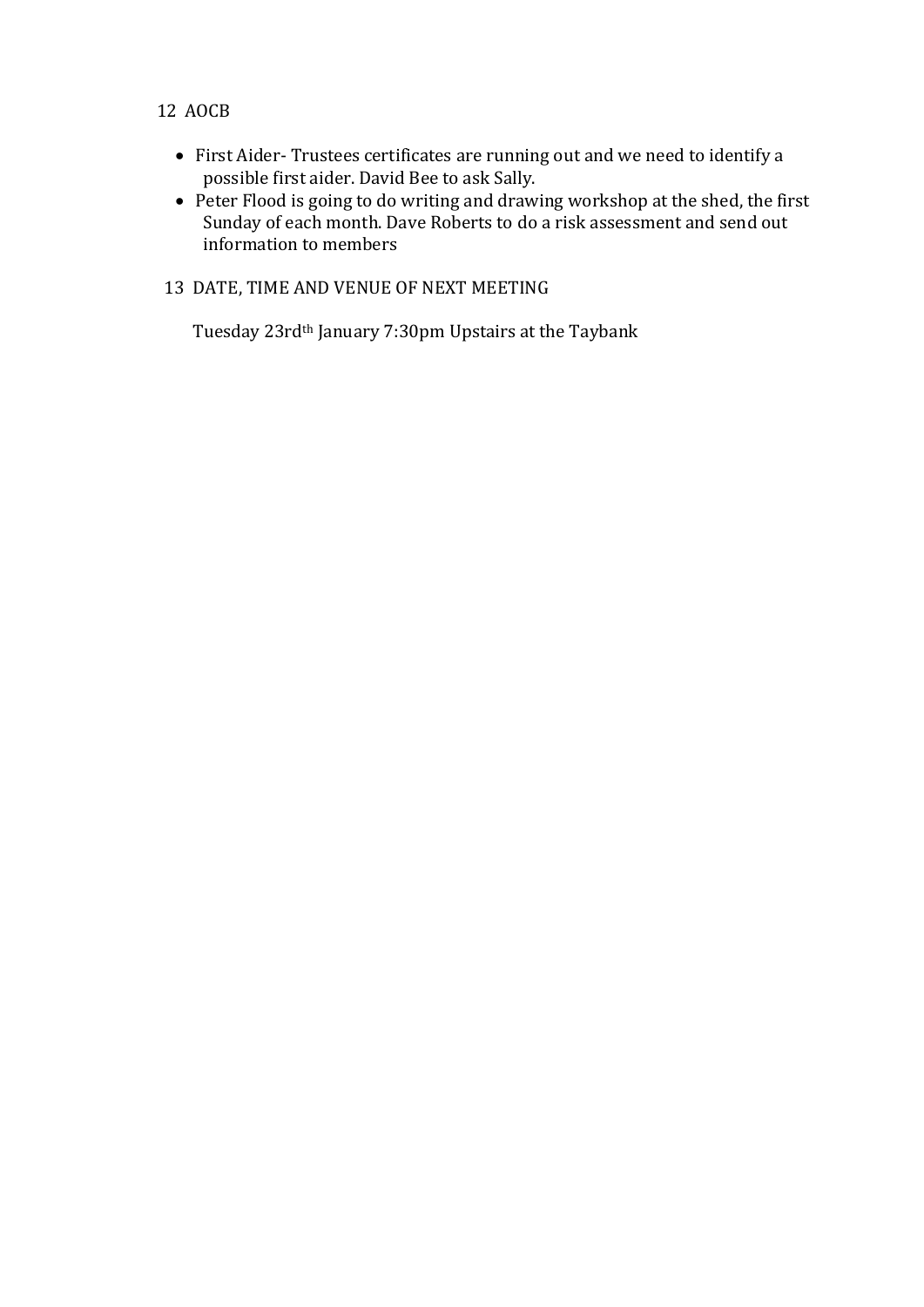12 AOCB

- First Aider- Trustees certificates are running out and we need to identify a possible first aider. David Bee to ask Sally.
- Peter Flood is going to do writing and drawing workshop at the shed, the first Sunday of each month. Dave Roberts to do a risk assessment and send out information to members

13 DATE, TIME AND VENUE OF NEXT MEETING

Tuesday 23rd[th] January 7:30pm Upstairs at the Taybank